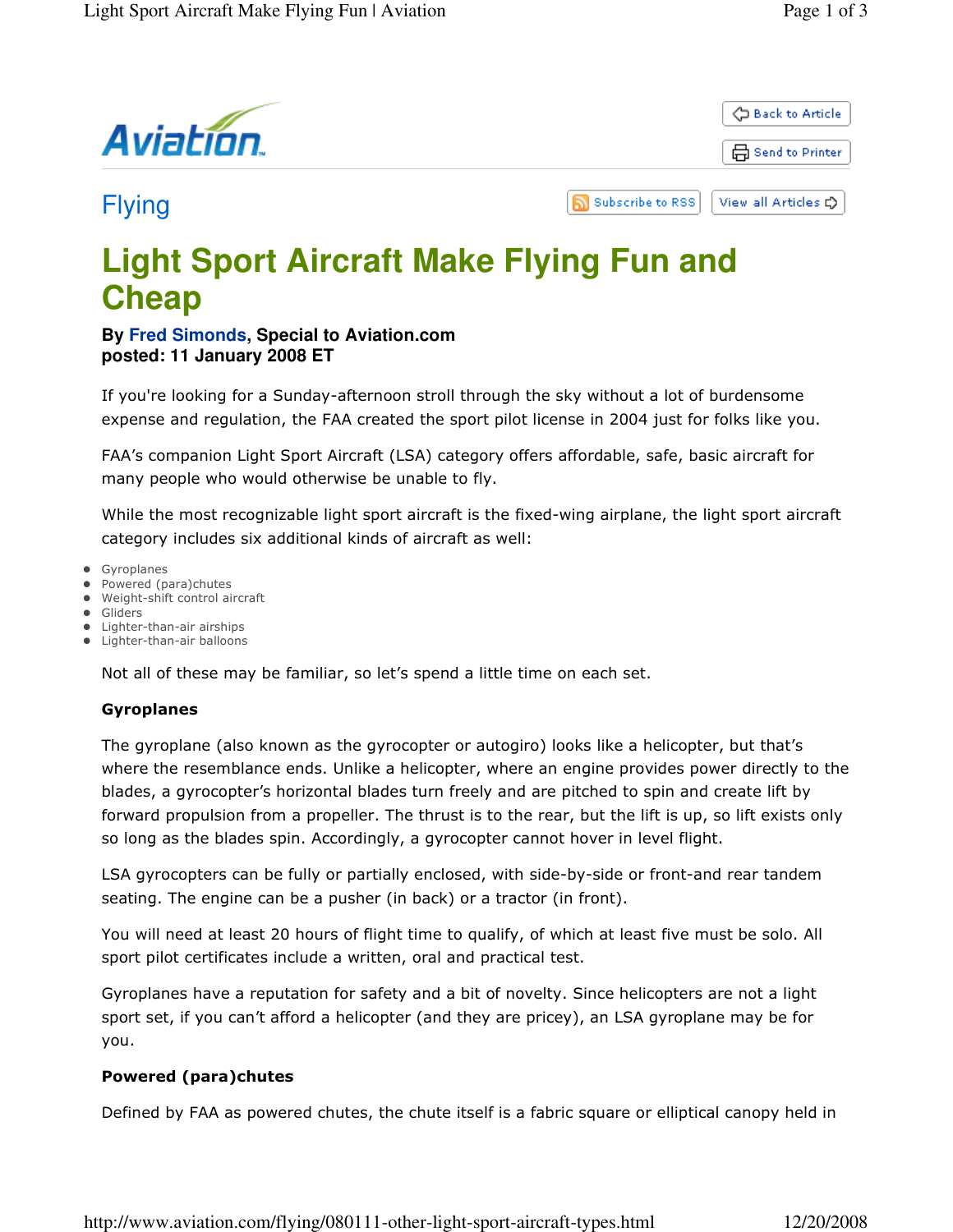Flying

# Light Sport Aircraft Make Flying Fun and Cheap

**By Fred Simonds, Special to Aviation.com**
**posted: 11 January 2008 ET**

If you're looking for a Sunday-afternoon stroll through the sky without a lot of burdensome expense and regulation, the FAA created the sport pilot license in 2004 just for folks like you.

FAA's companion Light Sport Aircraft (LSA) category offers affordable, safe, basic aircraft for many people who would otherwise be unable to fly.

While the most recognizable light sport aircraft is the fixed-wing airplane, the light sport aircraft category includes six additional kinds of aircraft as well:

- Gyroplanes
- Powered (para)chutes
- Weight-shift control aircraft
- Gliders
- Lighter-than-air airships
- Lighter-than-air balloons

Not all of these may be familiar, so let's spend a little time on each set.

**Gyroplanes**

The gyroplane (also known as the gyrocopter or autogiro) looks like a helicopter, but that's where the resemblance ends. Unlike a helicopter, where an engine provides power directly to the blades, a gyrocopter's horizontal blades turn freely and are pitched to spin and create lift by forward propulsion from a propeller. The thrust is to the rear, but the lift is up, so lift exists only so long as the blades spin. Accordingly, a gyrocopter cannot hover in level flight.

LSA gyrocopters can be fully or partially enclosed, with side-by-side or front-and rear tandem seating. The engine can be a pusher (in back) or a tractor (in front).

You will need at least 20 hours of flight time to qualify, of which at least five must be solo. All sport pilot certificates include a written, oral and practical test.

Gyroplanes have a reputation for safety and a bit of novelty. Since helicopters are not a light sport set, if you can't afford a helicopter (and they are pricey), an LSA gyroplane may be for you.

**Powered (para)chutes**

Defined by FAA as powered chutes, the chute itself is a fabric square or elliptical canopy held in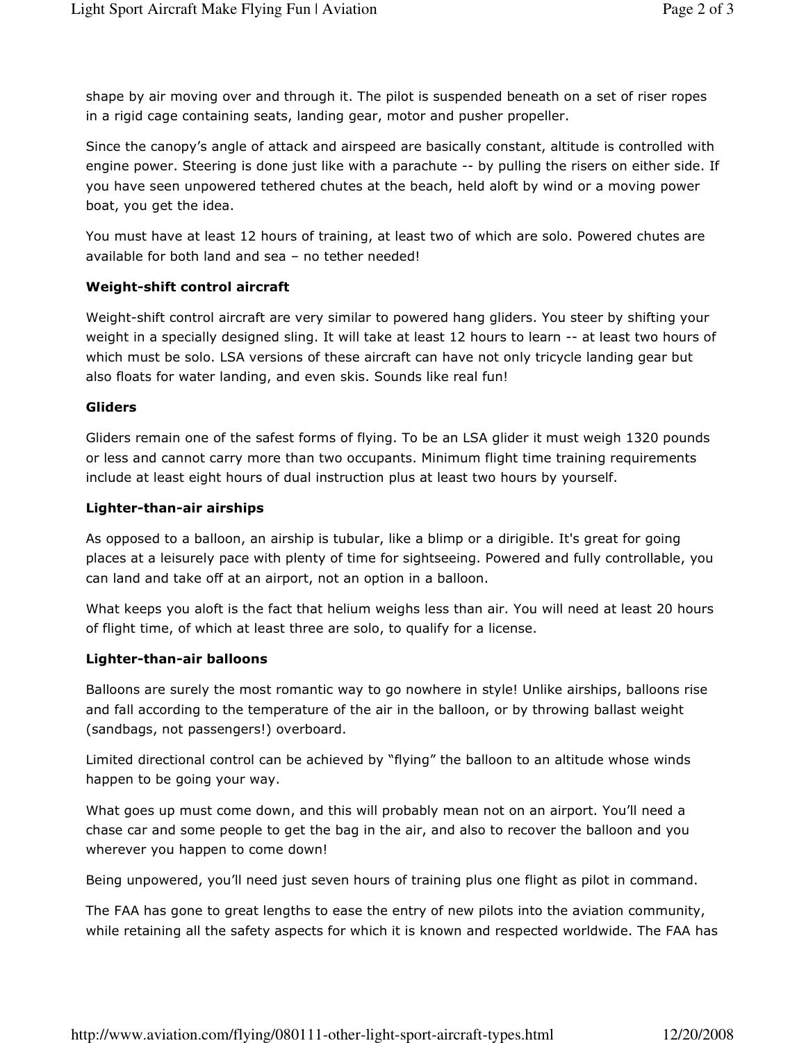shape by air moving over and through it. The pilot is suspended beneath on a set of riser ropes in a rigid cage containing seats, landing gear, motor and pusher propeller.

Since the canopy's angle of attack and airspeed are basically constant, altitude is controlled with engine power. Steering is done just like with a parachute -- by pulling the risers on either side. If you have seen unpowered tethered chutes at the beach, held aloft by wind or a moving power boat, you get the idea.

You must have at least 12 hours of training, at least two of which are solo. Powered chutes are available for both land and sea – no tether needed!

**Weight-shift control aircraft**

Weight-shift control aircraft are very similar to powered hang gliders. You steer by shifting your weight in a specially designed sling. It will take at least 12 hours to learn -- at least two hours of which must be solo. LSA versions of these aircraft can have not only tricycle landing gear but also floats for water landing, and even skis. Sounds like real fun!

**Gliders**

Gliders remain one of the safest forms of flying. To be an LSA glider it must weigh 1320 pounds or less and cannot carry more than two occupants. Minimum flight time training requirements include at least eight hours of dual instruction plus at least two hours by yourself.

**Lighter-than-air airships**

As opposed to a balloon, an airship is tubular, like a blimp or a dirigible. It's great for going places at a leisurely pace with plenty of time for sightseeing. Powered and fully controllable, you can land and take off at an airport, not an option in a balloon.

What keeps you aloft is the fact that helium weighs less than air. You will need at least 20 hours of flight time, of which at least three are solo, to qualify for a license.

**Lighter-than-air balloons**

Balloons are surely the most romantic way to go nowhere in style! Unlike airships, balloons rise and fall according to the temperature of the air in the balloon, or by throwing ballast weight (sandbags, not passengers!) overboard.

Limited directional control can be achieved by "flying" the balloon to an altitude whose winds happen to be going your way.

What goes up must come down, and this will probably mean not on an airport. You'll need a chase car and some people to get the bag in the air, and also to recover the balloon and you wherever you happen to come down!

Being unpowered, you'll need just seven hours of training plus one flight as pilot in command.

The FAA has gone to great lengths to ease the entry of new pilots into the aviation community, while retaining all the safety aspects for which it is known and respected worldwide. The FAA has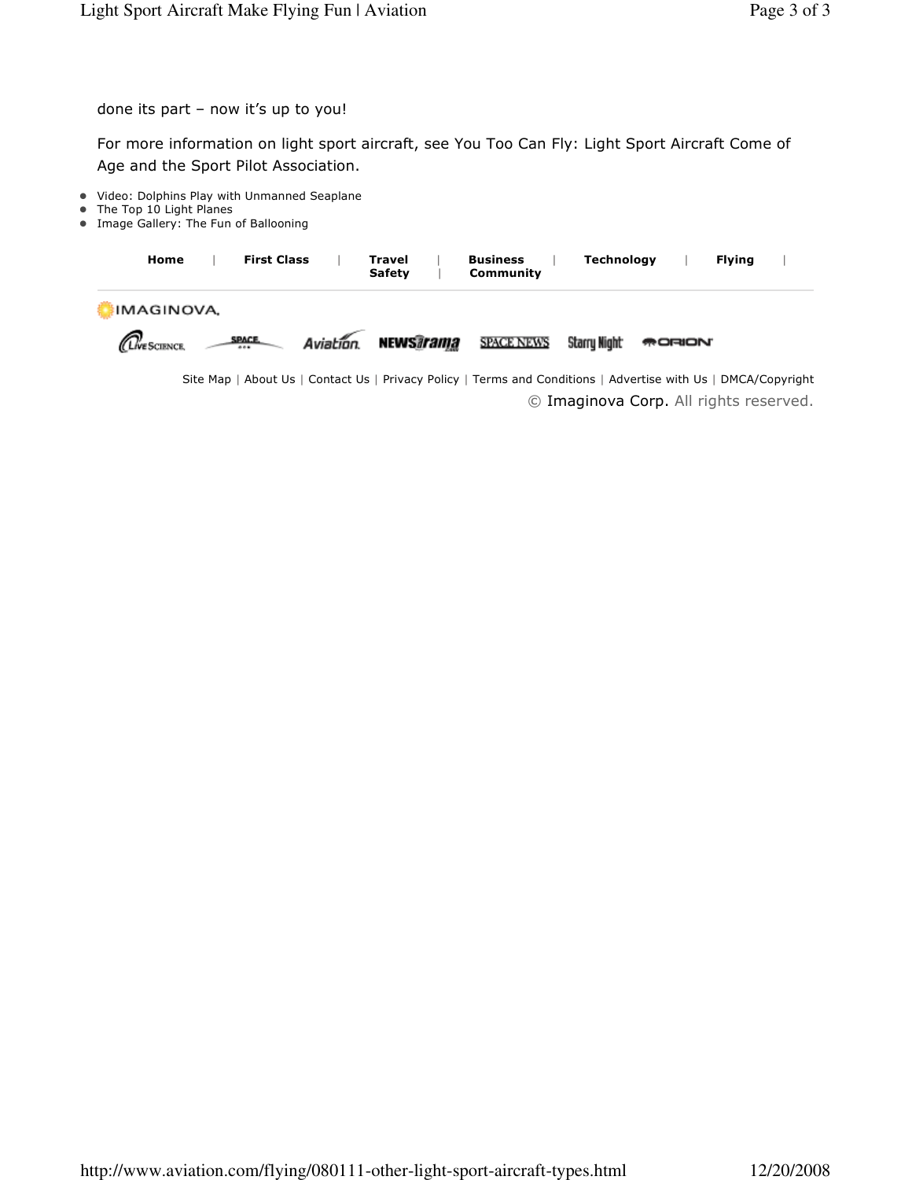done its part – now it's up to you!

For more information on light sport aircraft, see You Too Can Fly: Light Sport Aircraft Come of Age and the Sport Pilot Association.

- Video: Dolphins Play with Unmanned Seaplane
- The Top 10 Light Planes
- Image Gallery: The Fun of Ballooning

**Home** | **First Class** | **Travel Safety** | **Business Community** | **Technology** | **Flying** |

IMAGINOVA

LiveScience SPACE Aviation NEWSarama SPACE NEWS Starry Night ORION

Site Map | About Us | Contact Us | Privacy Policy | Terms and Conditions | Advertise with Us | DMCA/Copyright

© Imaginova Corp. All rights reserved.